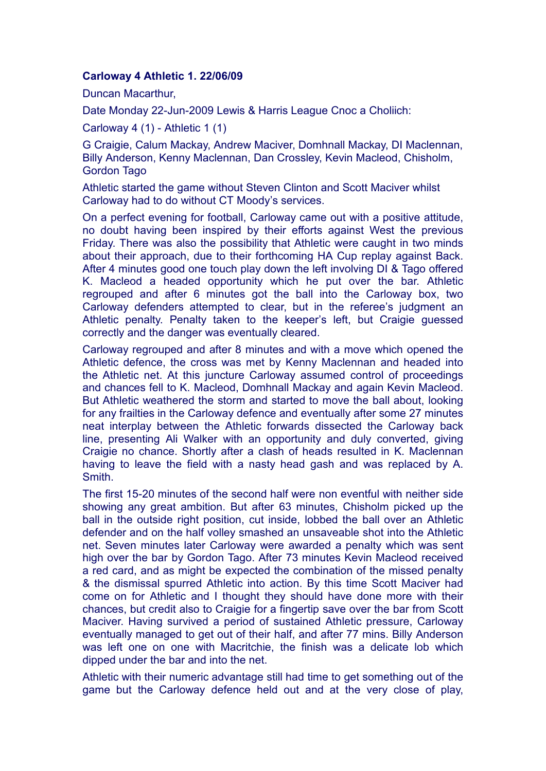**Carloway 4 Athletic 1. 22/06/09**

Duncan Macarthur,

Date Monday 22-Jun-2009 Lewis & Harris League Cnoc a Choliich:

Carloway 4 (1) - Athletic 1 (1)

G Craigie, Calum Mackay, Andrew Maciver, Domhnall Mackay, DI Maclennan, Billy Anderson, Kenny Maclennan, Dan Crossley, Kevin Macleod, Chisholm, Gordon Tago

Athletic started the game without Steven Clinton and Scott Maciver whilst Carloway had to do without CT Moody's services.

On a perfect evening for football, Carloway came out with a positive attitude, no doubt having been inspired by their efforts against West the previous Friday. There was also the possibility that Athletic were caught in two minds about their approach, due to their forthcoming HA Cup replay against Back. After 4 minutes good one touch play down the left involving DI & Tago offered K. Macleod a headed opportunity which he put over the bar. Athletic regrouped and after 6 minutes got the ball into the Carloway box, two Carloway defenders attempted to clear, but in the referee's judgment an Athletic penalty. Penalty taken to the keeper's left, but Craigie guessed correctly and the danger was eventually cleared.

Carloway regrouped and after 8 minutes and with a move which opened the Athletic defence, the cross was met by Kenny Maclennan and headed into the Athletic net. At this juncture Carloway assumed control of proceedings and chances fell to K. Macleod, Domhnall Mackay and again Kevin Macleod. But Athletic weathered the storm and started to move the ball about, looking for any frailties in the Carloway defence and eventually after some 27 minutes neat interplay between the Athletic forwards dissected the Carloway back line, presenting Ali Walker with an opportunity and duly converted, giving Craigie no chance. Shortly after a clash of heads resulted in K. Maclennan having to leave the field with a nasty head gash and was replaced by A. Smith.

The first 15-20 minutes of the second half were non eventful with neither side showing any great ambition. But after 63 minutes, Chisholm picked up the ball in the outside right position, cut inside, lobbed the ball over an Athletic defender and on the half volley smashed an unsaveable shot into the Athletic net. Seven minutes later Carloway were awarded a penalty which was sent high over the bar by Gordon Tago. After 73 minutes Kevin Macleod received a red card, and as might be expected the combination of the missed penalty & the dismissal spurred Athletic into action. By this time Scott Maciver had come on for Athletic and I thought they should have done more with their chances, but credit also to Craigie for a fingertip save over the bar from Scott Maciver. Having survived a period of sustained Athletic pressure, Carloway eventually managed to get out of their half, and after 77 mins. Billy Anderson was left one on one with Macritchie, the finish was a delicate lob which dipped under the bar and into the net.

Athletic with their numeric advantage still had time to get something out of the game but the Carloway defence held out and at the very close of play,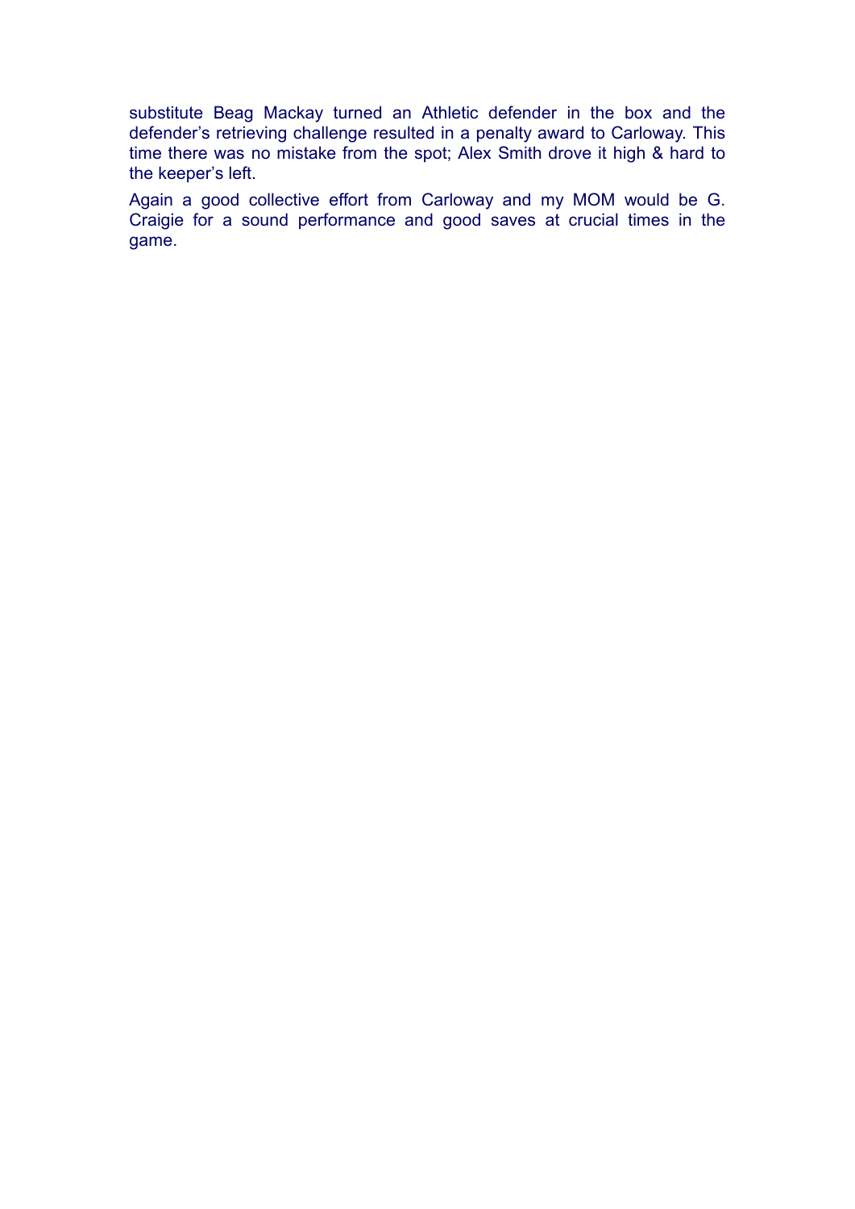substitute Beag Mackay turned an Athletic defender in the box and the defender's retrieving challenge resulted in a penalty award to Carloway. This time there was no mistake from the spot; Alex Smith drove it high & hard to the keeper's left.

Again a good collective effort from Carloway and my MOM would be G. Craigie for a sound performance and good saves at crucial times in the game.